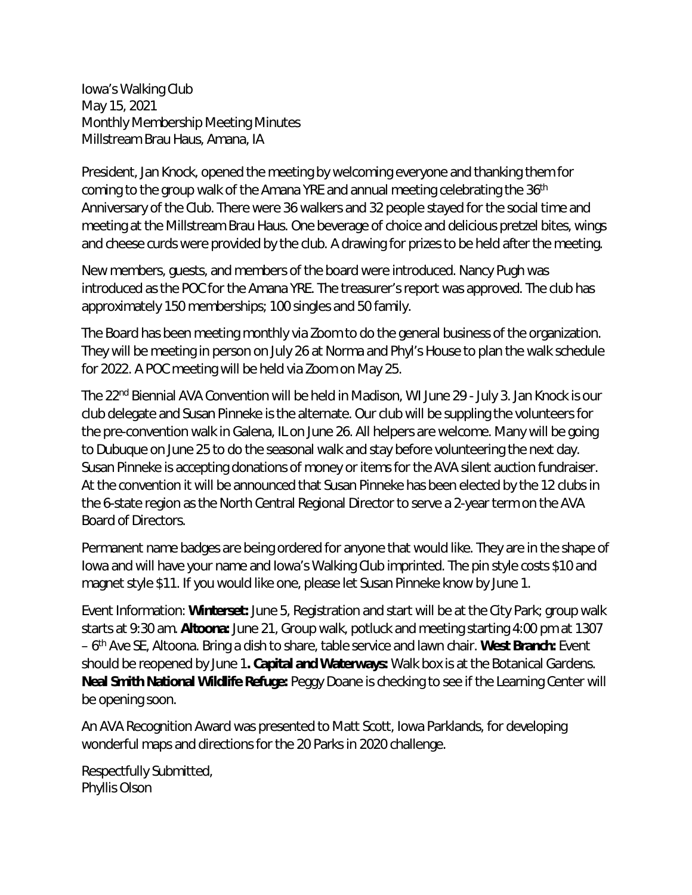Iowa's Walking Club
May 15, 2021
Monthly Membership Meeting Minutes
Millstream Brau Haus, Amana, IA

President, Jan Knock, opened the meeting by welcoming everyone and thanking them for coming to the group walk of the Amana YRE and annual meeting celebrating the 36th Anniversary of the Club. There were 36 walkers and 32 people stayed for the social time and meeting at the Millstream Brau Haus. One beverage of choice and delicious pretzel bites, wings and cheese curds were provided by the club. A drawing for prizes to be held after the meeting.

New members, guests, and members of the board were introduced. Nancy Pugh was introduced as the POC for the Amana YRE. The treasurer's report was approved. The club has approximately 150 memberships; 100 singles and 50 family.

The Board has been meeting monthly via Zoom to do the general business of the organization. They will be meeting in person on July 26 at Norma and Phyl's House to plan the walk schedule for 2022. A POC meeting will be held via Zoom on May 25.

The 22nd Biennial AVA Convention will be held in Madison, WI June 29 - July 3. Jan Knock is our club delegate and Susan Pinneke is the alternate. Our club will be suppling the volunteers for the pre-convention walk in Galena, IL on June 26. All helpers are welcome. Many will be going to Dubuque on June 25 to do the seasonal walk and stay before volunteering the next day. Susan Pinneke is accepting donations of money or items for the AVA silent auction fundraiser. At the convention it will be announced that Susan Pinneke has been elected by the 12 clubs in the 6-state region as the North Central Regional Director to serve a 2-year term on the AVA Board of Directors.

Permanent name badges are being ordered for anyone that would like. They are in the shape of Iowa and will have your name and Iowa's Walking Club imprinted. The pin style costs $10 and magnet style $11. If you would like one, please let Susan Pinneke know by June 1.

Event Information: **Winterset:** June 5, Registration and start will be at the City Park; group walk starts at 9:30 am. **Altoona:** June 21, Group walk, potluck and meeting starting 4:00 pm at 1307 – 6th Ave SE, Altoona. Bring a dish to share, table service and lawn chair. **West Branch:** Event should be reopened by June 1**. Capital and Waterways:** Walk box is at the Botanical Gardens. **Neal Smith National Wildlife Refuge:** Peggy Doane is checking to see if the Learning Center will be opening soon.

An AVA Recognition Award was presented to Matt Scott, Iowa Parklands, for developing wonderful maps and directions for the 20 Parks in 2020 challenge.

Respectfully Submitted,
Phyllis Olson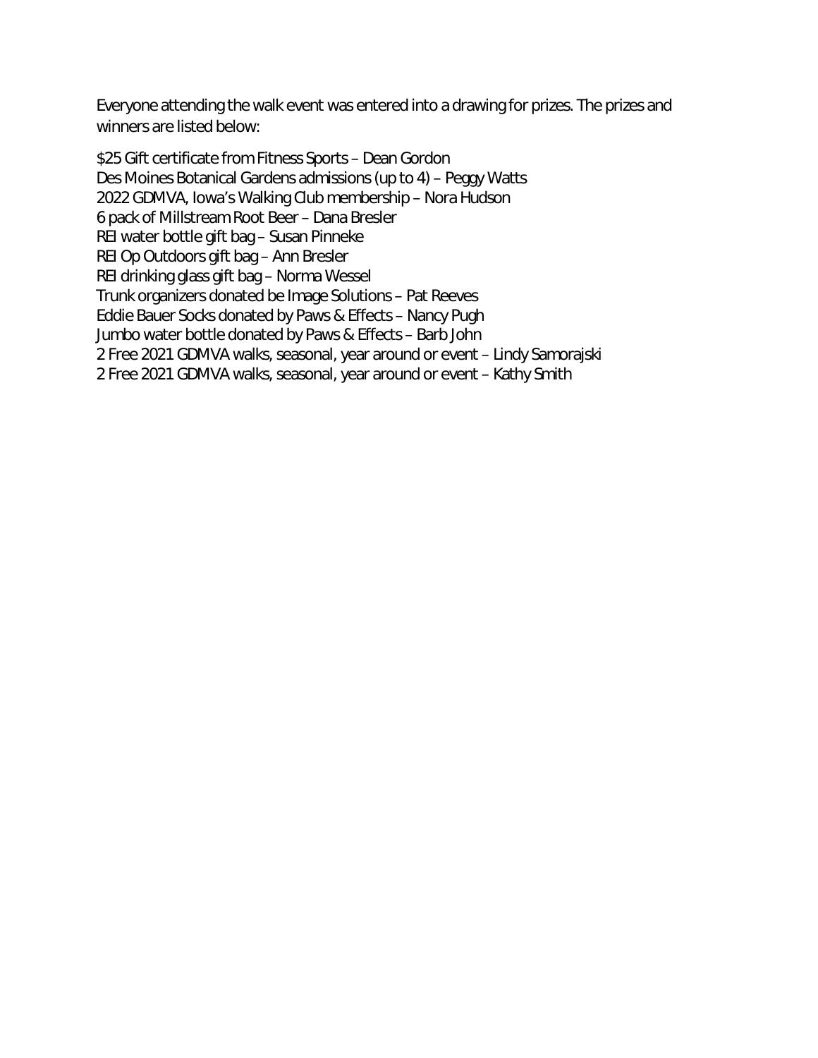Everyone attending the walk event was entered into a drawing for prizes. The prizes and winners are listed below:

$25 Gift certificate from Fitness Sports – Dean Gordon
Des Moines Botanical Gardens admissions (up to 4) – Peggy Watts
2022 GDMVA, Iowa's Walking Club membership – Nora Hudson
6 pack of Millstream Root Beer – Dana Bresler
REI water bottle gift bag – Susan Pinneke
REI Op Outdoors gift bag – Ann Bresler
REI drinking glass gift bag – Norma Wessel
Trunk organizers donated be Image Solutions – Pat Reeves
Eddie Bauer Socks donated by Paws & Effects – Nancy Pugh
Jumbo water bottle donated by Paws & Effects – Barb John
2 Free 2021 GDMVA walks, seasonal, year around or event – Lindy Samorajski
2 Free 2021 GDMVA walks, seasonal, year around or event – Kathy Smith